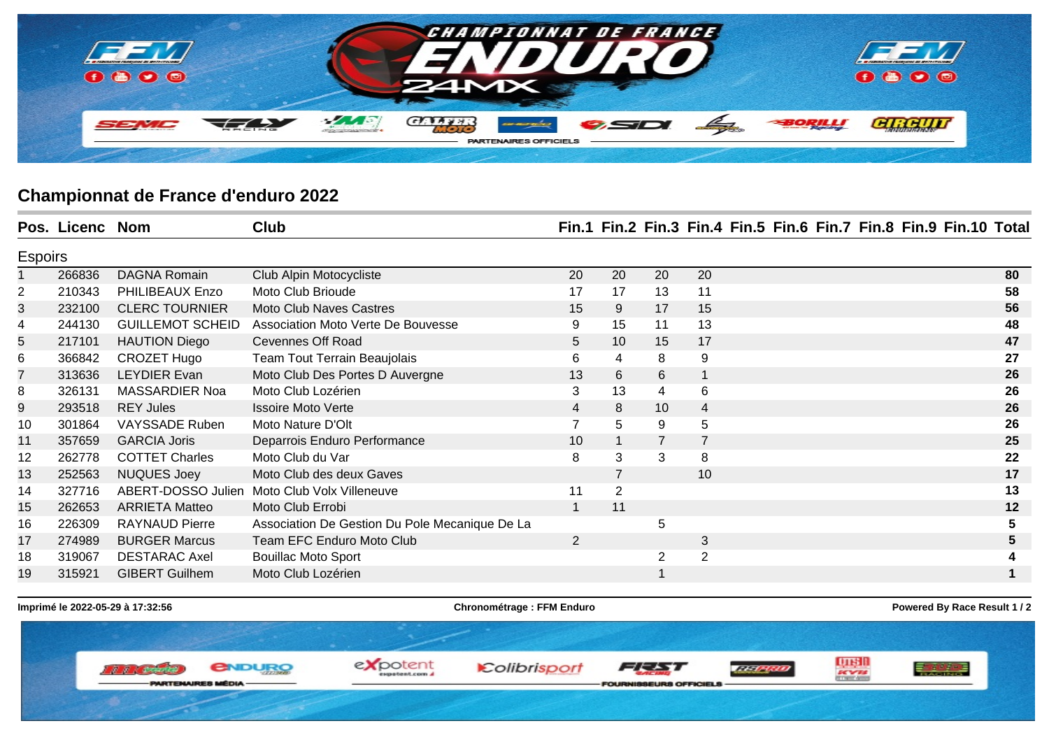## Championnat de France d'enduro 2022

| Pos. | Licenc | Nom | Club | Fin.1 | Fin.2 | Fin.3 | Fin.4 | Fin.5 | Fin.6 | Fin.7 | Fin.8 | Fin.9 | Fin.10 | Total |
|---|---|---|---|---|---|---|---|---|---|---|---|---|---|---|
| **Espoirs** | | | | | | | | | | | | | | |
| 1 | 266836 | DAGNA Romain | Club Alpin Motocycliste | 20 | 20 | 20 | 20 | | | | | | | **80** |
| 2 | 210343 | PHILIBEAUX Enzo | Moto Club Brioude | 17 | 17 | 13 | 11 | | | | | | | **58** |
| 3 | 232100 | CLERC TOURNIER | Moto Club Naves Castres | 15 | 9 | 17 | 15 | | | | | | | **56** |
| 4 | 244130 | GUILLEMOT SCHEID | Association Moto Verte De Bouvesse | 9 | 15 | 11 | 13 | | | | | | | **48** |
| 5 | 217101 | HAUTION Diego | Cevennes Off Road | 5 | 10 | 15 | 17 | | | | | | | **47** |
| 6 | 366842 | CROZET Hugo | Team Tout Terrain Beaujolais | 6 | 4 | 8 | 9 | | | | | | | **27** |
| 7 | 313636 | LEYDIER Evan | Moto Club Des Portes D Auvergne | 13 | 6 | 6 | 1 | | | | | | | **26** |
| 8 | 326131 | MASSARDIER Noa | Moto Club Lozérien | 3 | 13 | 4 | 6 | | | | | | | **26** |
| 9 | 293518 | REY Jules | Issoire Moto Verte | 4 | 8 | 10 | 4 | | | | | | | **26** |
| 10 | 301864 | VAYSSADE Ruben | Moto Nature D'Olt | 7 | 5 | 9 | 5 | | | | | | | **26** |
| 11 | 357659 | GARCIA Joris | Deparrois Enduro Performance | 10 | 1 | 7 | 7 | | | | | | | **25** |
| 12 | 262778 | COTTET Charles | Moto Club du Var | 8 | 3 | 3 | 8 | | | | | | | **22** |
| 13 | 252563 | NUQUES Joey | Moto Club des deux Gaves | | 7 | | 10 | | | | | | | **17** |
| 14 | 327716 | ABERT-DOSSO Julien | Moto Club Volx Villeneuve | 11 | 2 | | | | | | | | | **13** |
| 15 | 262653 | ARRIETA Matteo | Moto Club Errobi | 1 | 11 | | | | | | | | | **12** |
| 16 | 226309 | RAYNAUD Pierre | Association De Gestion Du Pole Mecanique De La | | | 5 | | | | | | | | **5** |
| 17 | 274989 | BURGER Marcus | Team EFC Enduro Moto Club | 2 | | | 3 | | | | | | | **5** |
| 18 | 319067 | DESTARAC Axel | Bouillac Moto Sport | | | 2 | 2 | | | | | | | **4** |
| 19 | 315921 | GIBERT Guilhem | Moto Club Lozérien | | | 1 | | | | | | | | **1** |

**Imprimé le 2022-05-29 à 17:32:56** **Chronométrage : FFM Enduro** **Powered By Race Result**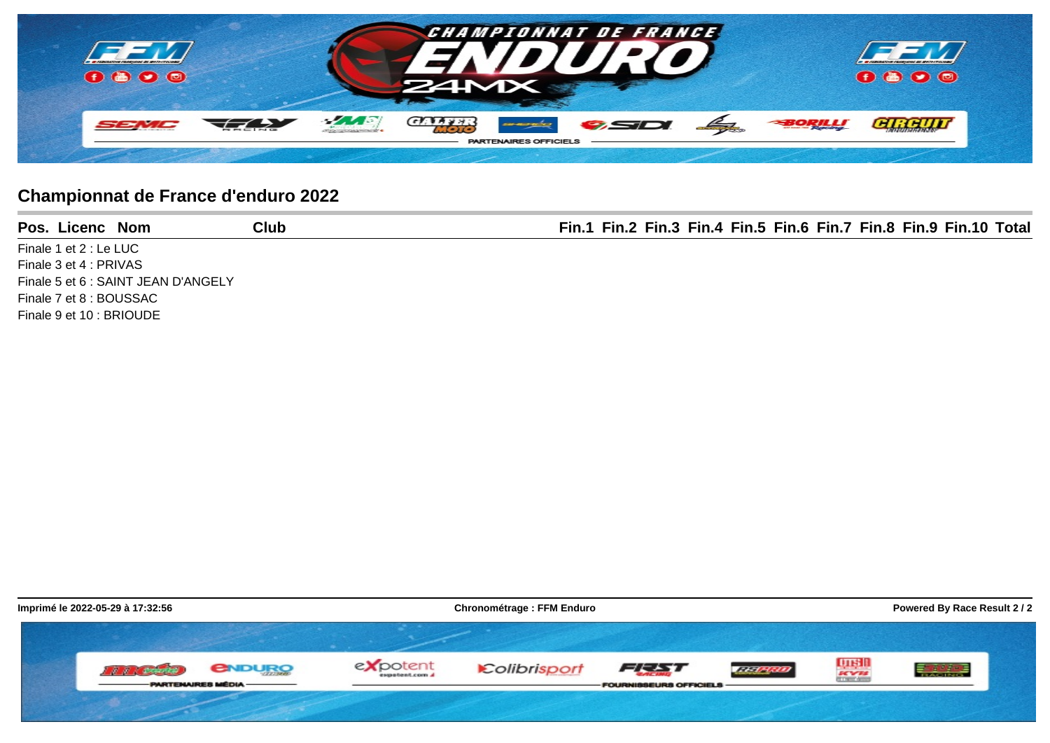## Championnat de France d'enduro 2022

| Pos. | Licenc | Nom | Club | Fin.1 | Fin.2 | Fin.3 | Fin.4 | Fin.5 | Fin.6 | Fin.7 | Fin.8 | Fin.9 | Fin.10 | Total |
|---|---|---|---|---|---|---|---|---|---|---|---|---|---|---|

Finale 1 et 2 : Le LUC
Finale 3 et 4 : PRIVAS
Finale 5 et 6 : SAINT JEAN D'ANGELY
Finale 7 et 8 : BOUSSAC
Finale 9 et 10 : BRIOUDE

Imprimé le 2022-05-29 à 17:32:56 Chronométrage : FFM Enduro Powered By Race Result